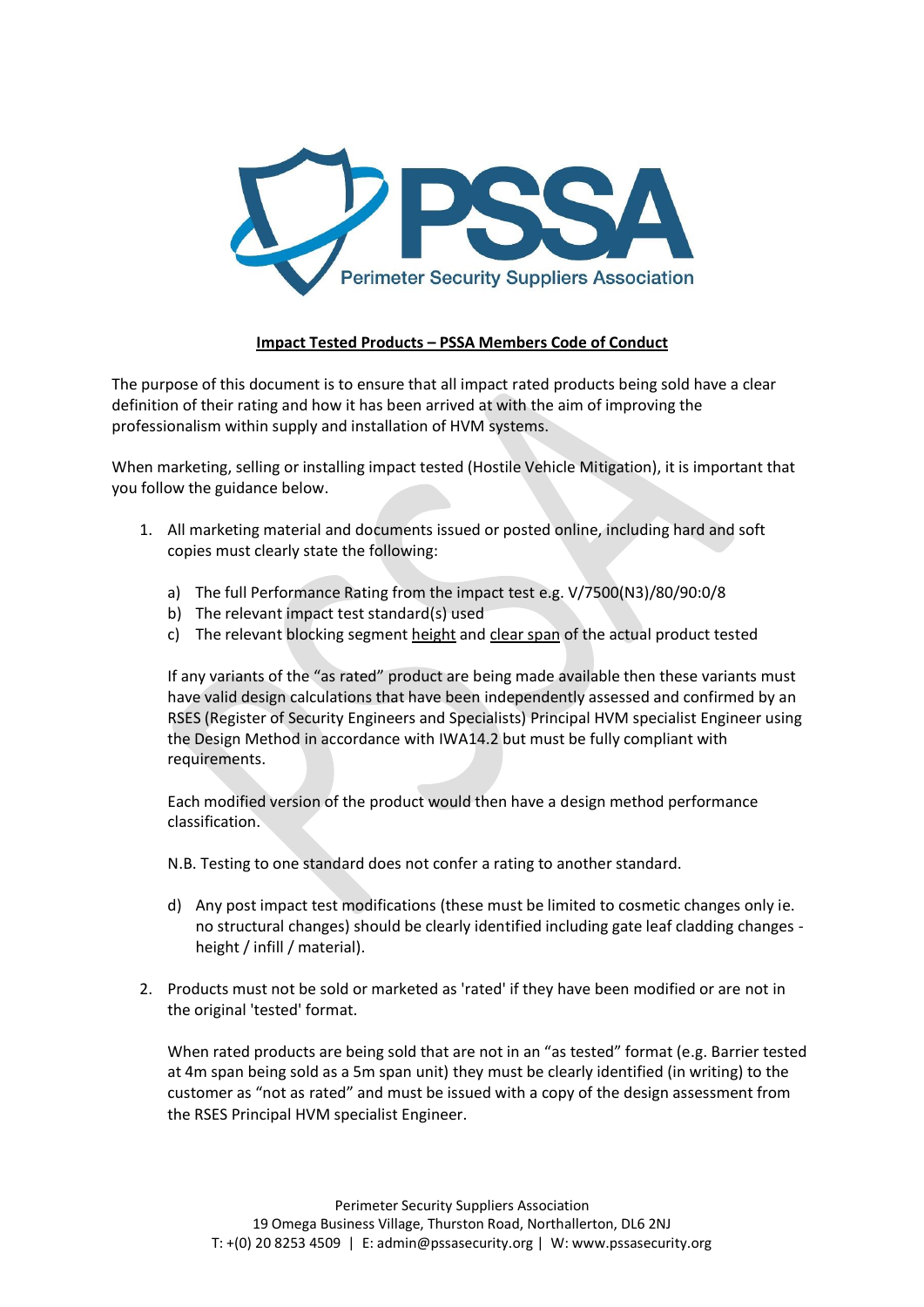PSSA

Perimeter Security Suppliers Association

## Impact Tested Products – PSSA Members Code of Conduct

The purpose of this document is to ensure that all impact rated products being sold have a clear definition of their rating and how it has been arrived at with the aim of improving the professionalism within supply and installation of HVM systems.

When marketing, selling or installing impact tested (Hostile Vehicle Mitigation), it is important that you follow the guidance below.

1. All marketing material and documents issued or posted online, including hard and soft copies must clearly state the following:

   a) The full Performance Rating from the impact test e.g. V/7500(N3)/80/90:0/8
   b) The relevant impact test standard(s) used
   c) The relevant blocking segment height and clear span of the actual product tested

   If any variants of the "as rated" product are being made available then these variants must have valid design calculations that have been independently assessed and confirmed by an RSES (Register of Security Engineers and Specialists) Principal HVM specialist Engineer using the Design Method in accordance with IWA14.2 but must be fully compliant with requirements.

   Each modified version of the product would then have a design method performance classification.

   N.B. Testing to one standard does not confer a rating to another standard.

   d) Any post impact test modifications (these must be limited to cosmetic changes only ie. no structural changes) should be clearly identified including gate leaf cladding changes - height / infill / material).

2. Products must not be sold or marketed as 'rated' if they have been modified or are not in the original 'tested' format.

   When rated products are being sold that are not in an "as tested" format (e.g. Barrier tested at 4m span being sold as a 5m span unit) they must be clearly identified (in writing) to the customer as "not as rated" and must be issued with a copy of the design assessment from the RSES Principal HVM specialist Engineer.

Perimeter Security Suppliers Association
19 Omega Business Village, Thurston Road, Northallerton, DL6 2NJ
T: +(0) 20 8253 4509 | E: admin@pssasecurity.org | W: www.pssasecurity.org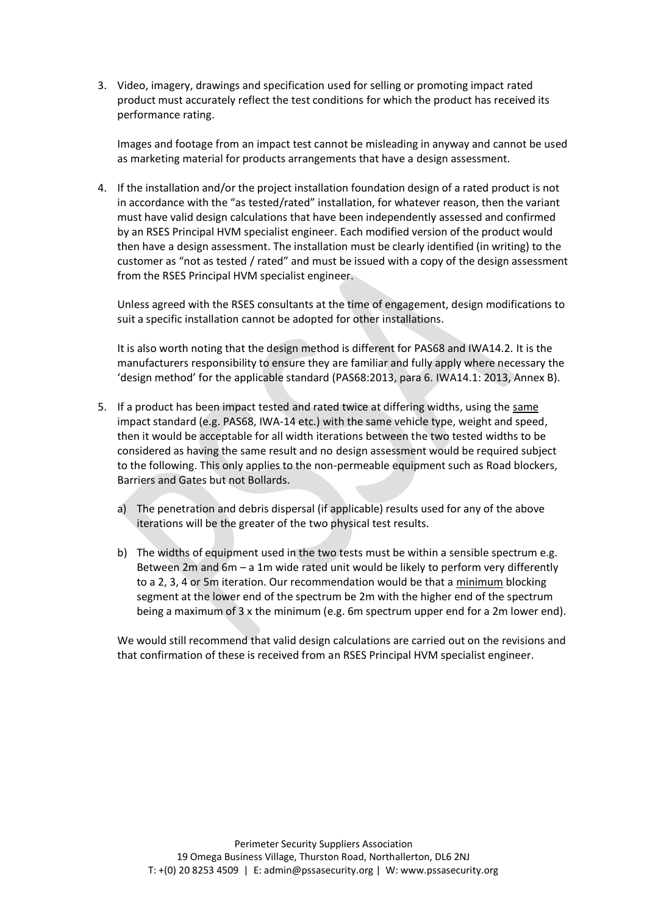3. Video, imagery, drawings and specification used for selling or promoting impact rated product must accurately reflect the test conditions for which the product has received its performance rating.

   Images and footage from an impact test cannot be misleading in anyway and cannot be used as marketing material for products arrangements that have a design assessment.

4. If the installation and/or the project installation foundation design of a rated product is not in accordance with the "as tested/rated" installation, for whatever reason, then the variant must have valid design calculations that have been independently assessed and confirmed by an RSES Principal HVM specialist engineer. Each modified version of the product would then have a design assessment. The installation must be clearly identified (in writing) to the customer as "not as tested / rated" and must be issued with a copy of the design assessment from the RSES Principal HVM specialist engineer.

   Unless agreed with the RSES consultants at the time of engagement, design modifications to suit a specific installation cannot be adopted for other installations.

   It is also worth noting that the design method is different for PAS68 and IWA14.2. It is the manufacturers responsibility to ensure they are familiar and fully apply where necessary the 'design method' for the applicable standard (PAS68:2013, para 6. IWA14.1: 2013, Annex B).

5. If a product has been impact tested and rated twice at differing widths, using the <u>same</u> impact standard (e.g. PAS68, IWA-14 etc.) with the same vehicle type, weight and speed, then it would be acceptable for all width iterations between the two tested widths to be considered as having the same result and no design assessment would be required subject to the following. This only applies to the non-permeable equipment such as Road blockers, Barriers and Gates but not Bollards.

   a) The penetration and debris dispersal (if applicable) results used for any of the above iterations will be the greater of the two physical test results.

   b) The widths of equipment used in the two tests must be within a sensible spectrum e.g. Between 2m and 6m – a 1m wide rated unit would be likely to perform very differently to a 2, 3, 4 or 5m iteration. Our recommendation would be that a <u>minimum</u> blocking segment at the lower end of the spectrum be 2m with the higher end of the spectrum being a maximum of 3 x the minimum (e.g. 6m spectrum upper end for a 2m lower end).

   We would still recommend that valid design calculations are carried out on the revisions and that confirmation of these is received from an RSES Principal HVM specialist engineer.